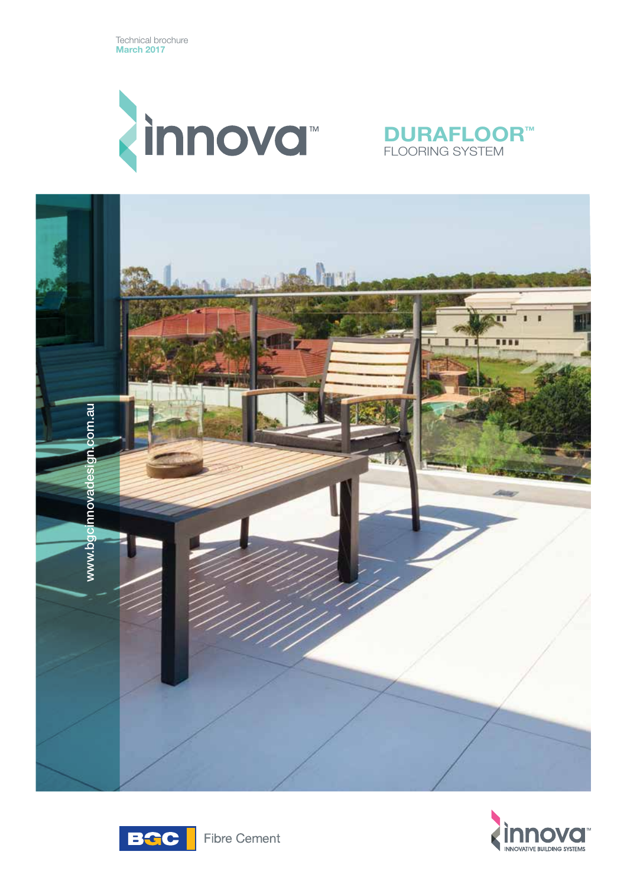Technical brochure
**March 2017**

innova™

# DURAFLOOR™
## FLOORING SYSTEM

www.bgcinnovadesign.com.au

BGC Fibre Cement

innova™ INNOVATIVE BUILDING SYSTEMS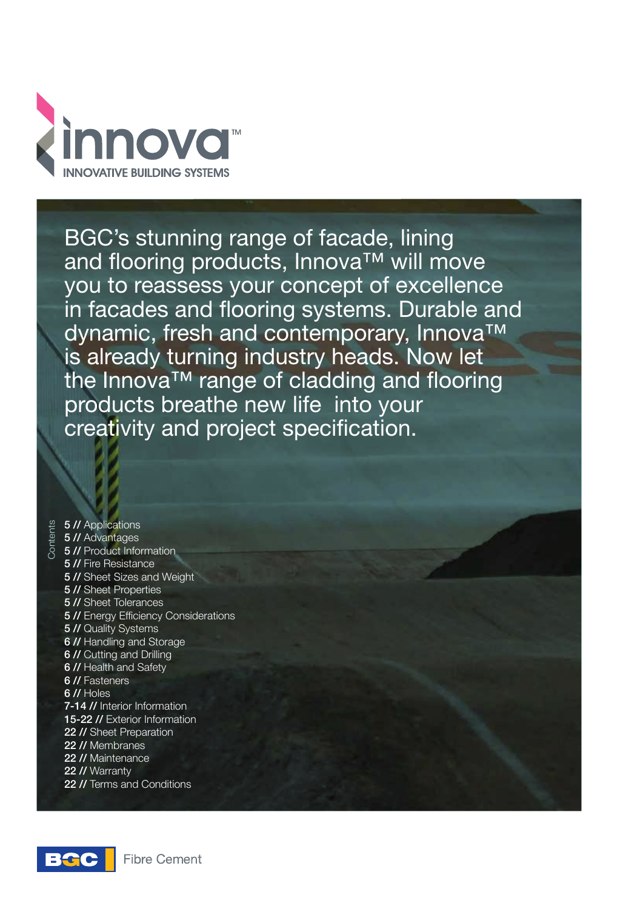innova™

INNOVATIVE BUILDING SYSTEMS

BGC's stunning range of facade, lining and flooring products, Innova™ will move you to reassess your concept of excellence in facades and flooring systems. Durable and dynamic, fresh and contemporary, Innova™ is already turning industry heads. Now let the Innova™ range of cladding and flooring products breathe new life into your creativity and project specification.

Contents

- **5 //** Applications
- **5 //** Advantages
- **5 //** Product Information
- **5 //** Fire Resistance
- **5 //** Sheet Sizes and Weight
- **5 //** Sheet Properties
- **5 //** Sheet Tolerances
- **5 //** Energy Efficiency Considerations
- **5 //** Quality Systems
- **6 //** Handling and Storage
- **6 //** Cutting and Drilling
- **6 //** Health and Safety
- **6 //** Fasteners
- **6 //** Holes
- **7-14 //** Interior Information
- **15-22 //** Exterior Information
- **22 //** Sheet Preparation
- **22 //** Membranes
- **22 //** Maintenance
- **22 //** Warranty
- **22 //** Terms and Conditions

BGC Fibre Cement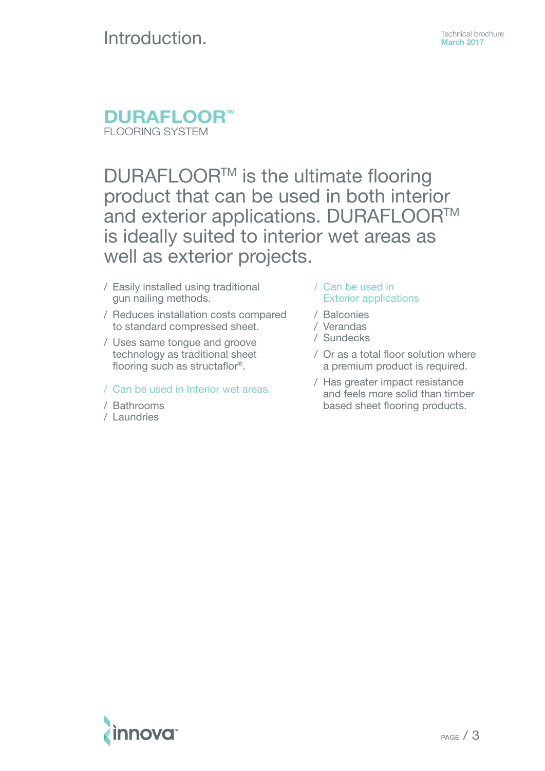# Introduction.

## DURAFLOOR™

FLOORING SYSTEM

DURAFLOOR™ is the ultimate flooring product that can be used in both interior and exterior applications. DURAFLOOR™ is ideally suited to interior wet areas as well as exterior projects.

- Easily installed using traditional gun nailing methods.
- Reduces installation costs compared to standard compressed sheet.
- Uses same tongue and groove technology as traditional sheet flooring such as structaflor®.

**Can be used in Interior wet areas.**

- Bathrooms
- Laundries

**Can be used in Exterior applications**

- Balconies
- Verandas
- Sundecks
- Or as a total floor solution where a premium product is required.
- Has greater impact resistance and feels more solid than timber based sheet flooring products.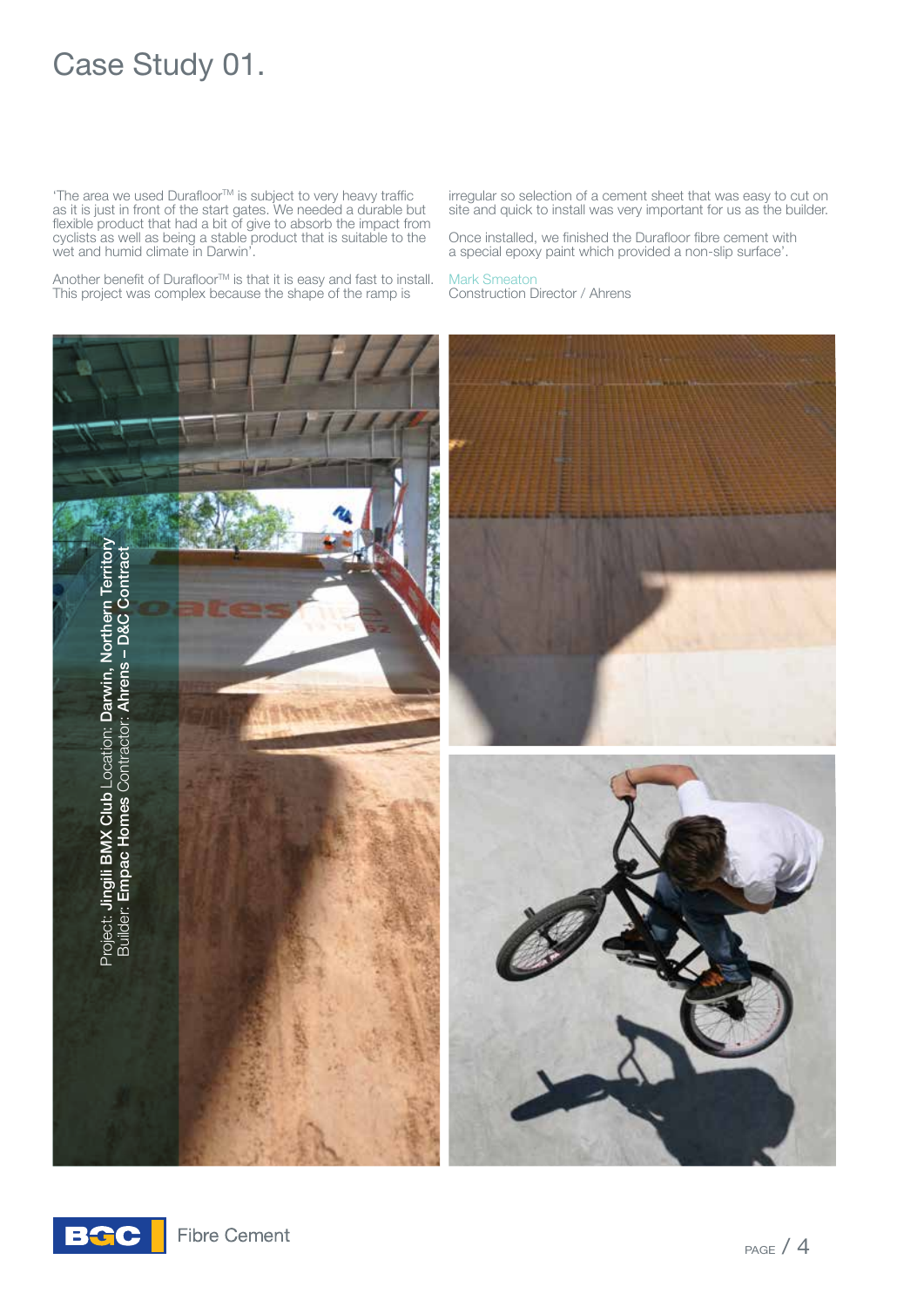# Case Study 01.

'The area we used Durafloor™ is subject to very heavy traffic as it is just in front of the start gates. We needed a durable but flexible product that had a bit of give to absorb the impact from cyclists as well as being a stable product that is suitable to the wet and humid climate in Darwin'.

Another benefit of Durafloor™ is that it is easy and fast to install. This project was complex because the shape of the ramp is irregular so selection of a cement sheet that was easy to cut on site and quick to install was very important for us as the builder.

Once installed, we finished the Durafloor fibre cement with a special epoxy paint which provided a non-slip surface'.

Mark Smeaton
Construction Director / Ahrens

Project: **Jingili BMX Club** Location: **Darwin, Northern Territory**
Builder: **Empac Homes** Contractor: **Ahrens – D&C Contract**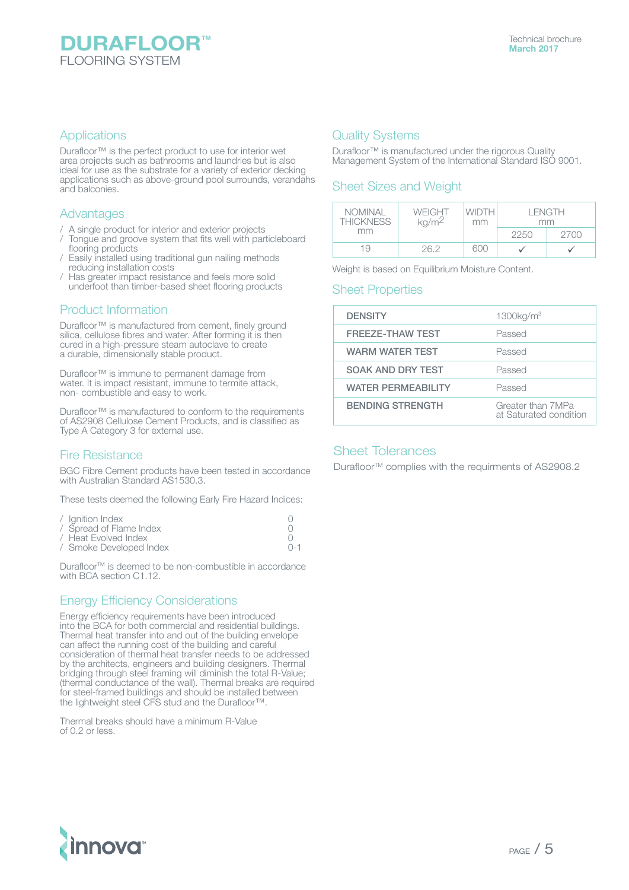# DURAFLOOR™ FLOORING SYSTEM

## Applications

Durafloor™ is the perfect product to use for interior wet area projects such as bathrooms and laundries but is also ideal for use as the substrate for a variety of exterior decking applications such as above-ground pool surrounds, verandahs and balconies.

## Advantages

- A single product for interior and exterior projects
- Tongue and groove system that fits well with particleboard flooring products
- Easily installed using traditional gun nailing methods reducing installation costs
- Has greater impact resistance and feels more solid underfoot than timber-based sheet flooring products

## Product Information

Durafloor™ is manufactured from cement, finely ground silica, cellulose fibres and water. After forming it is then cured in a high-pressure steam autoclave to create a durable, dimensionally stable product.

Durafloor™ is immune to permanent damage from water. It is impact resistant, immune to termite attack, non- combustible and easy to work.

Durafloor™ is manufactured to conform to the requirements of AS2908 Cellulose Cement Products, and is classified as Type A Category 3 for external use.

## Fire Resistance

BGC Fibre Cement products have been tested in accordance with Australian Standard AS1530.3.

These tests deemed the following Early Fire Hazard Indices:

| | |
|---|---|
| Ignition Index | 0 |
| Spread of Flame Index | 0 |
| Heat Evolved Index | 0 |
| Smoke Developed Index | 0-1 |

Durafloor™ is deemed to be non-combustible in accordance with BCA section C1.12.

## Energy Efficiency Considerations

Energy efficiency requirements have been introduced into the BCA for both commercial and residential buildings. Thermal heat transfer into and out of the building envelope can affect the running cost of the building and careful consideration of thermal heat transfer needs to be addressed by the architects, engineers and building designers. Thermal bridging through steel framing will diminish the total R-Value; (thermal conductance of the wall). Thermal breaks are required for steel-framed buildings and should be installed between the lightweight steel CFS stud and the Durafloor™.

Thermal breaks should have a minimum R-Value of 0.2 or less.

## Quality Systems

Durafloor™ is manufactured under the rigorous Quality Management System of the International Standard ISO 9001.

## Sheet Sizes and Weight

| NOMINAL THICKNESS mm | WEIGHT $kg/m^2$ | WIDTH mm | LENGTH mm | |
|---|---|---|---|---|
| | | | 2250 | 2700 |
| 19 | 26.2 | 600 | ✓ | ✓ |

Weight is based on Equilibrium Moisture Content.

## Sheet Properties

| | |
|---|---|
| **DENSITY** | $1300kg/m^3$ |
| **FREEZE-THAW TEST** | Passed |
| **WARM WATER TEST** | Passed |
| **SOAK AND DRY TEST** | Passed |
| **WATER PERMEABILITY** | Passed |
| **BENDING STRENGTH** | Greater than 7MPa at Saturated condition |

## Sheet Tolerances

Durafloor™ complies with the requirments of AS2908.2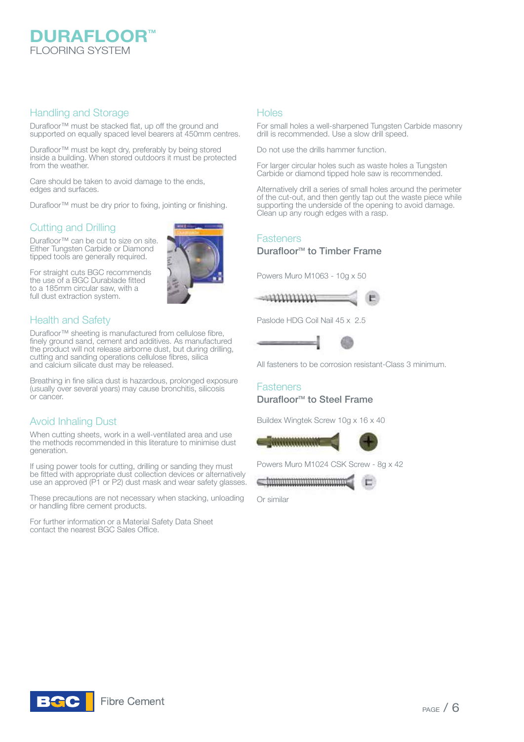# DURAFLOOR™
FLOORING SYSTEM

## Handling and Storage

Durafloor™ must be stacked flat, up off the ground and supported on equally spaced level bearers at 450mm centres.

Durafloor™ must be kept dry, preferably by being stored inside a building. When stored outdoors it must be protected from the weather.

Care should be taken to avoid damage to the ends, edges and surfaces.

Durafloor™ must be dry prior to fixing, jointing or finishing.

## Cutting and Drilling

Durafloor™ can be cut to size on site. Either Tungsten Carbide or Diamond tipped tools are generally required.

For straight cuts BGC recommends the use of a BGC Durablade fitted to a 185mm circular saw, with a full dust extraction system.

## Health and Safety

Durafloor™ sheeting is manufactured from cellulose fibre, finely ground sand, cement and additives. As manufactured the product will not release airborne dust, but during drilling, cutting and sanding operations cellulose fibres, silica and calcium silicate dust may be released.

Breathing in fine silica dust is hazardous, prolonged exposure (usually over several years) may cause bronchitis, silicosis or cancer.

## Avoid Inhaling Dust

When cutting sheets, work in a well-ventilated area and use the methods recommended in this literature to minimise dust generation.

If using power tools for cutting, drilling or sanding they must be fitted with appropriate dust collection devices or alternatively use an approved (P1 or P2) dust mask and wear safety glasses.

These precautions are not necessary when stacking, unloading or handling fibre cement products.

For further information or a Material Safety Data Sheet contact the nearest BGC Sales Office.

## Holes

For small holes a well-sharpened Tungsten Carbide masonry drill is recommended. Use a slow drill speed.

Do not use the drills hammer function.

For larger circular holes such as waste holes a Tungsten Carbide or diamond tipped hole saw is recommended.

Alternatively drill a series of small holes around the perimeter of the cut-out, and then gently tap out the waste piece while supporting the underside of the opening to avoid damage. Clean up any rough edges with a rasp.

## Fasteners

### Durafloor™ to Timber Frame

Powers Muro M1063 - 10g x 50

Paslode HDG Coil Nail 45 x 2.5

All fasteners to be corrosion resistant-Class 3 minimum.

## Fasteners

### Durafloor™ to Steel Frame

Buildex Wingtek Screw 10g x 16 x 40

Powers Muro M1024 CSK Screw - 8g x 42

Or similar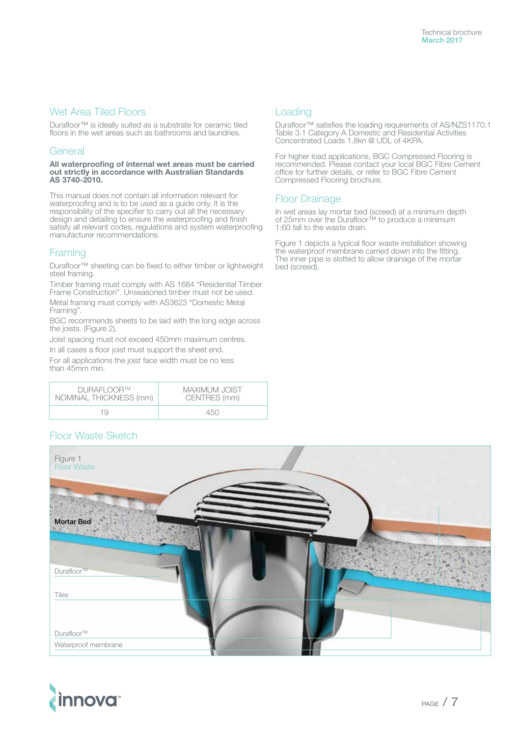## Wet Area Tiled Floors

Durafloor™ is ideally suited as a substrate for ceramic tiled floors in the wet areas such as bathrooms and laundries.

## General

**All waterproofing of internal wet areas must be carried out strictly in accordance with Australian Standards AS 3740-2010.**

This manual does not contain all information relevant for waterproofing and is to be used as a guide only. It is the responsibility of the specifier to carry out all the necessary design and detailing to ensure the waterproofing and finish satisfy all relevant codes, regulations and system waterproofing manufacturer recommendations.

## Framing

Durafloor™ sheeting can be fixed to either timber or lightweight steel framing.

Timber framing must comply with AS 1684 "Residential Timber Frame Construction". Unseasoned timber must not be used.

Metal framing must comply with AS3623 "Domestic Metal Framing".

BGC recommends sheets to be laid with the long edge across the joists. (Figure 2).

Joist spacing must not exceed 450mm maximum centres.

In all cases a floor joist must support the sheet end.

For all applications the joist face width must be no less than 45mm min.

| DURAFLOOR™ NOMINAL THICKNESS (mm) | MAXIMUM JOIST CENTRES (mm) |
|---|---|
| 19 | 450 |

## Loading

Durafloor™ satisfies the loading requirements of AS/NZS1170.1 Table 3.1 Category A Domestic and Residential Activities Concentrated Loads 1.8kn @ UDL of 4KPA.

For higher load applications, BGC Compressed Flooring is recommended. Please contact your local BGC Fibre Cement office for further details, or refer to BGC Fibre Cement Compressed Flooring brochure.

## Floor Drainage

In wet areas lay mortar bed (screed) at a minimum depth of 25mm over the Durafloor™ to produce a minimum 1:60 fall to the waste drain.

Figure 1 depicts a typical floor waste installation showing the waterproof membrane carried down into the fitting. The inner pipe is slotted to allow drainage of the mortar bed (screed).

## Floor Waste Sketch

Figure 1
Floor Waste

Mortar Bed

Durafloor™

Tiles

Durafloor™

Waterproof membrane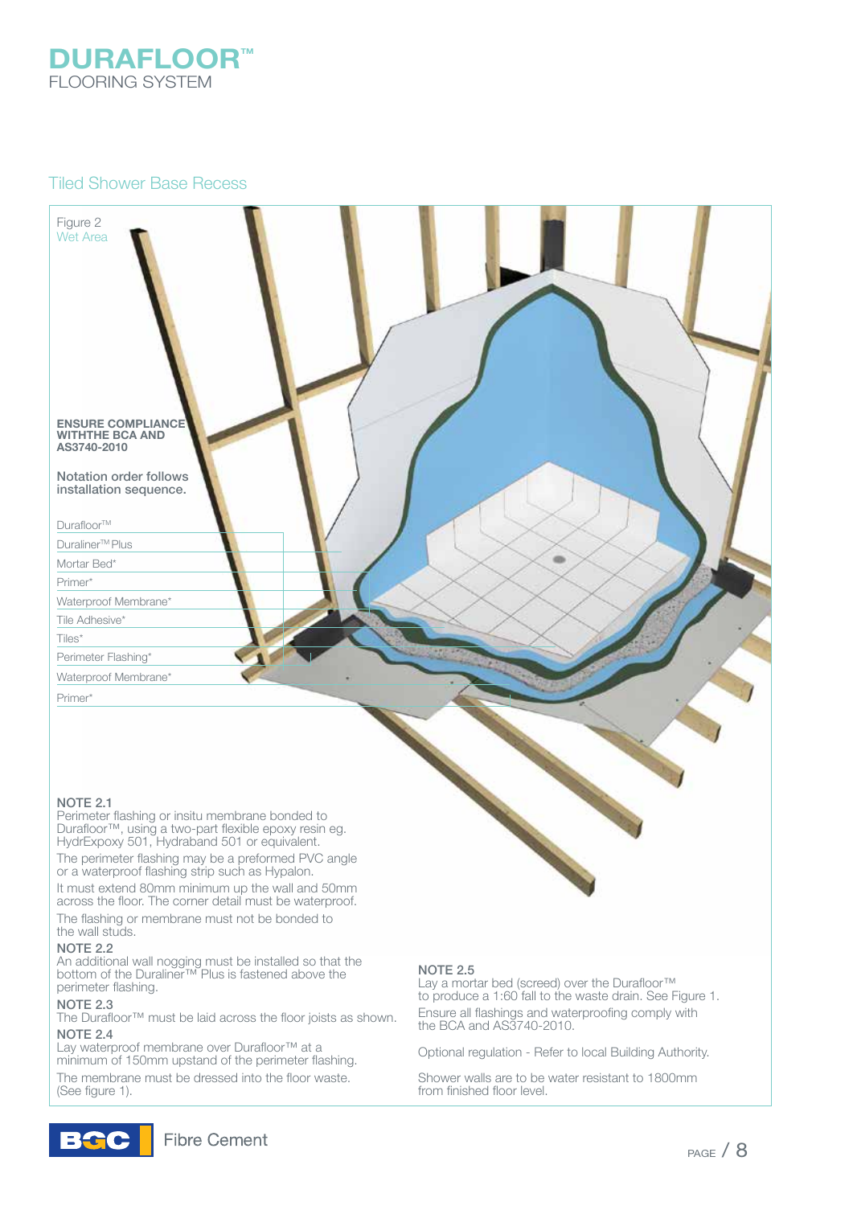# DURAFLOOR™
FLOORING SYSTEM

## Tiled Shower Base Recess

Figure 2
Wet Area

**ENSURE COMPLIANCE WITHTHE BCA AND AS3740-2010**

Notation order follows installation sequence.

- Durafloor™
- Duraliner™ Plus
- Mortar Bed*
- Primer*
- Waterproof Membrane*
- Tile Adhesive*
- Tiles*
- Perimeter Flashing*
- Waterproof Membrane*
- Primer*

### NOTE 2.1

Perimeter flashing or insitu membrane bonded to Durafloor™, using a two-part flexible epoxy resin eg. HydrExpoxy 501, Hydraband 501 or equivalent.

The perimeter flashing may be a preformed PVC angle or a waterproof flashing strip such as Hypalon.

It must extend 80mm minimum up the wall and 50mm across the floor. The corner detail must be waterproof.

The flashing or membrane must not be bonded to the wall studs.

### NOTE 2.2

An additional wall nogging must be installed so that the bottom of the Duraliner™ Plus is fastened above the perimeter flashing.

### NOTE 2.3

The Durafloor™ must be laid across the floor joists as shown.

### NOTE 2.4

Lay waterproof membrane over Durafloor™ at a minimum of 150mm upstand of the perimeter flashing.

The membrane must be dressed into the floor waste. (See figure 1).

### NOTE 2.5

Lay a mortar bed (screed) over the Durafloor™ to produce a 1:60 fall to the waste drain. See Figure 1.

Ensure all flashings and waterproofing comply with the BCA and AS3740-2010.

Optional regulation - Refer to local Building Authority.

Shower walls are to be water resistant to 1800mm from finished floor level.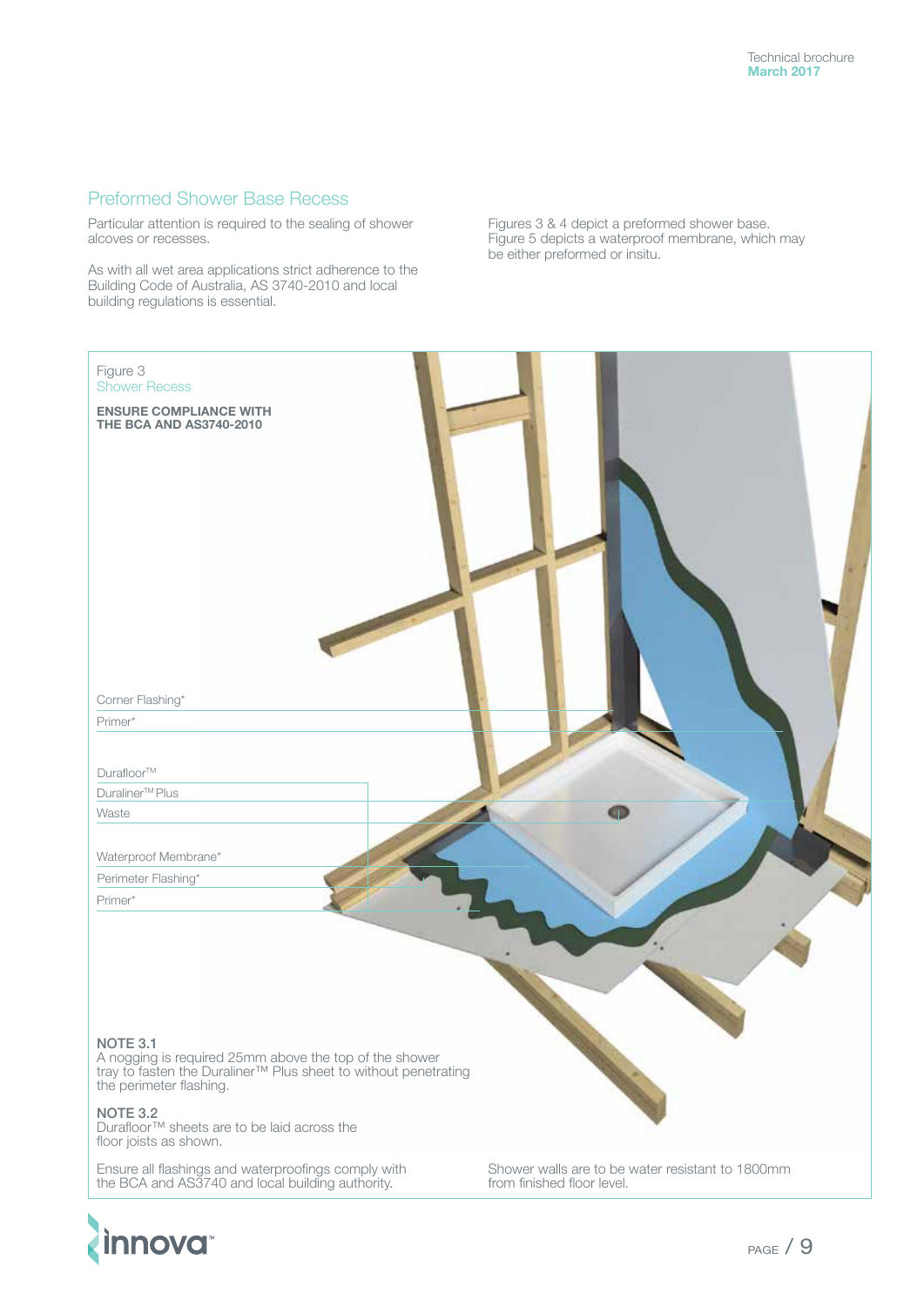## Preformed Shower Base Recess

Particular attention is required to the sealing of shower alcoves or recesses.

As with all wet area applications strict adherence to the Building Code of Australia, AS 3740-2010 and local building regulations is essential.

Figures 3 & 4 depict a preformed shower base. Figure 5 depicts a waterproof membrane, which may be either preformed or insitu.

Figure 3
Shower Recess

**ENSURE COMPLIANCE WITH THE BCA AND AS3740-2010**

Corner Flashing*

Primer*

Durafloor™

Duraliner™ Plus

Waste

Waterproof Membrane*

Perimeter Flashing*

Primer*

**NOTE 3.1**
A nogging is required 25mm above the top of the shower tray to fasten the Duraliner™ Plus sheet to without penetrating the perimeter flashing.

**NOTE 3.2**
Durafloor™ sheets are to be laid across the floor joists as shown.

Ensure all flashings and waterproofings comply with the BCA and AS3740 and local building authority.

Shower walls are to be water resistant to 1800mm from finished floor level.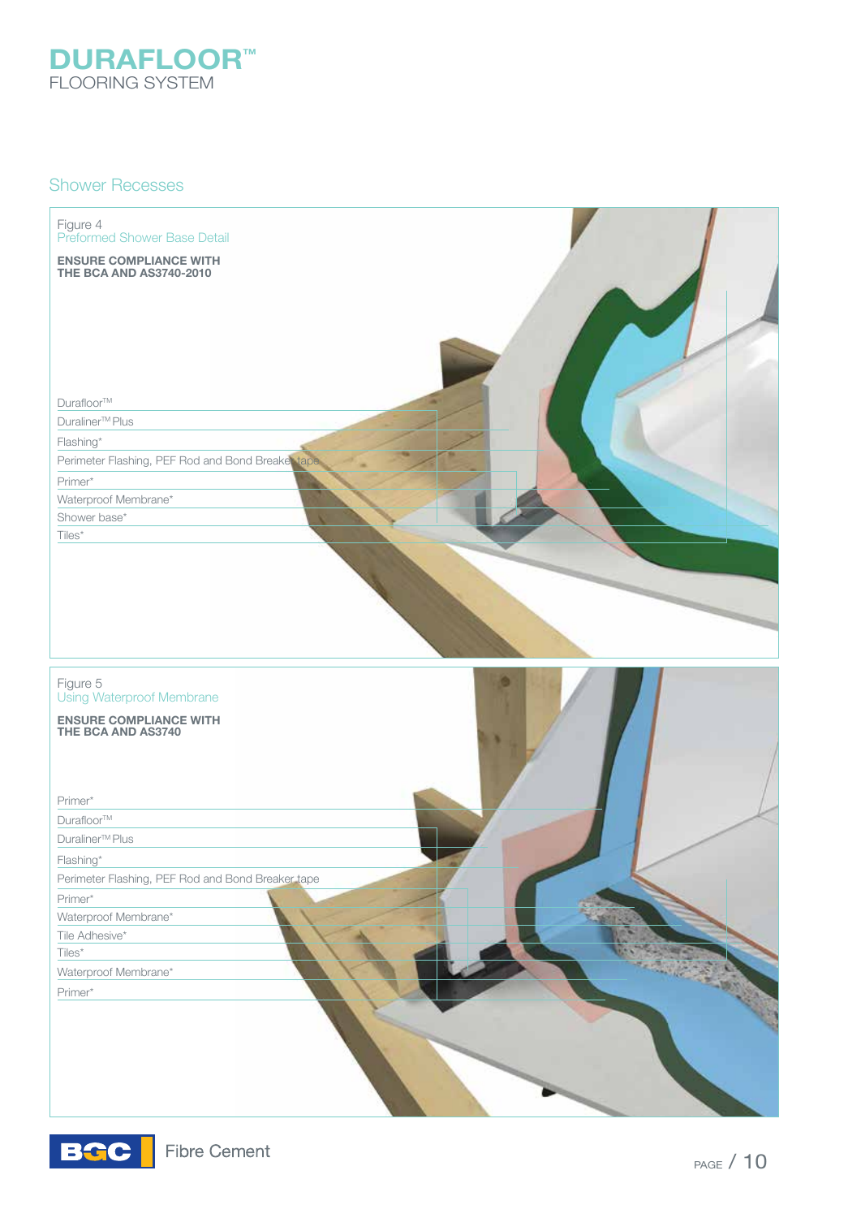## Shower Recesses

Figure 4
Preformed Shower Base Detail

**ENSURE COMPLIANCE WITH THE BCA AND AS3740-2010**

- Durafloor™
- Duraliner™ Plus
- Flashing*
- Perimeter Flashing, PEF Rod and Bond Breaker tape
- Primer*
- Waterproof Membrane*
- Shower base*
- Tiles*

Figure 5
Using Waterproof Membrane

**ENSURE COMPLIANCE WITH THE BCA AND AS3740**

- Primer*
- Durafloor™
- Duraliner™ Plus
- Flashing*
- Perimeter Flashing, PEF Rod and Bond Breaker tape
- Primer*
- Waterproof Membrane*
- Tile Adhesive*
- Tiles*
- Waterproof Membrane*
- Primer*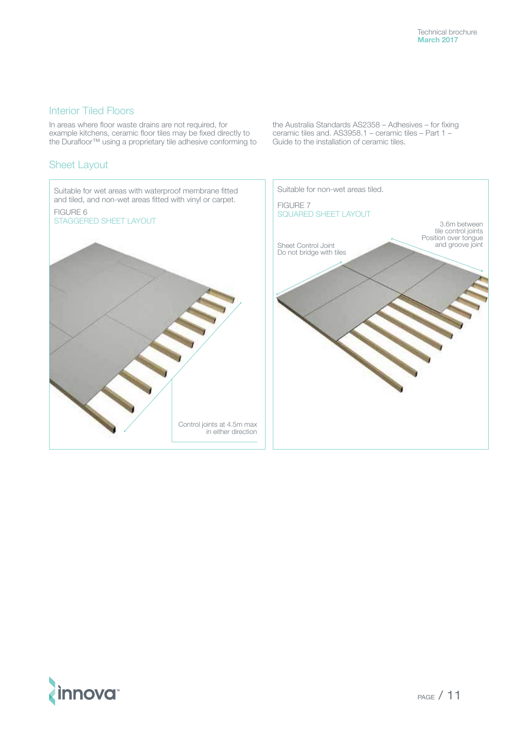## Interior Tiled Floors

In areas where floor waste drains are not required, for example kitchens, ceramic floor tiles may be fixed directly to the Durafloor™ using a proprietary tile adhesive conforming to the Australia Standards AS2358 – Adhesives – for fixing ceramic tiles and. AS3958.1 – ceramic tiles – Part 1 – Guide to the installation of ceramic tiles.

## Sheet Layout

Suitable for wet areas with waterproof membrane fitted and tiled, and non-wet areas fitted with vinyl or carpet.

FIGURE 6
STAGGERED SHEET LAYOUT

Control joints at 4.5m max in either direction

Suitable for non-wet areas tiled.

FIGURE 7
SQUARED SHEET LAYOUT

Sheet Control Joint
Do not bridge with tiles

3.6m between tile control joints
Position over tongue and groove joint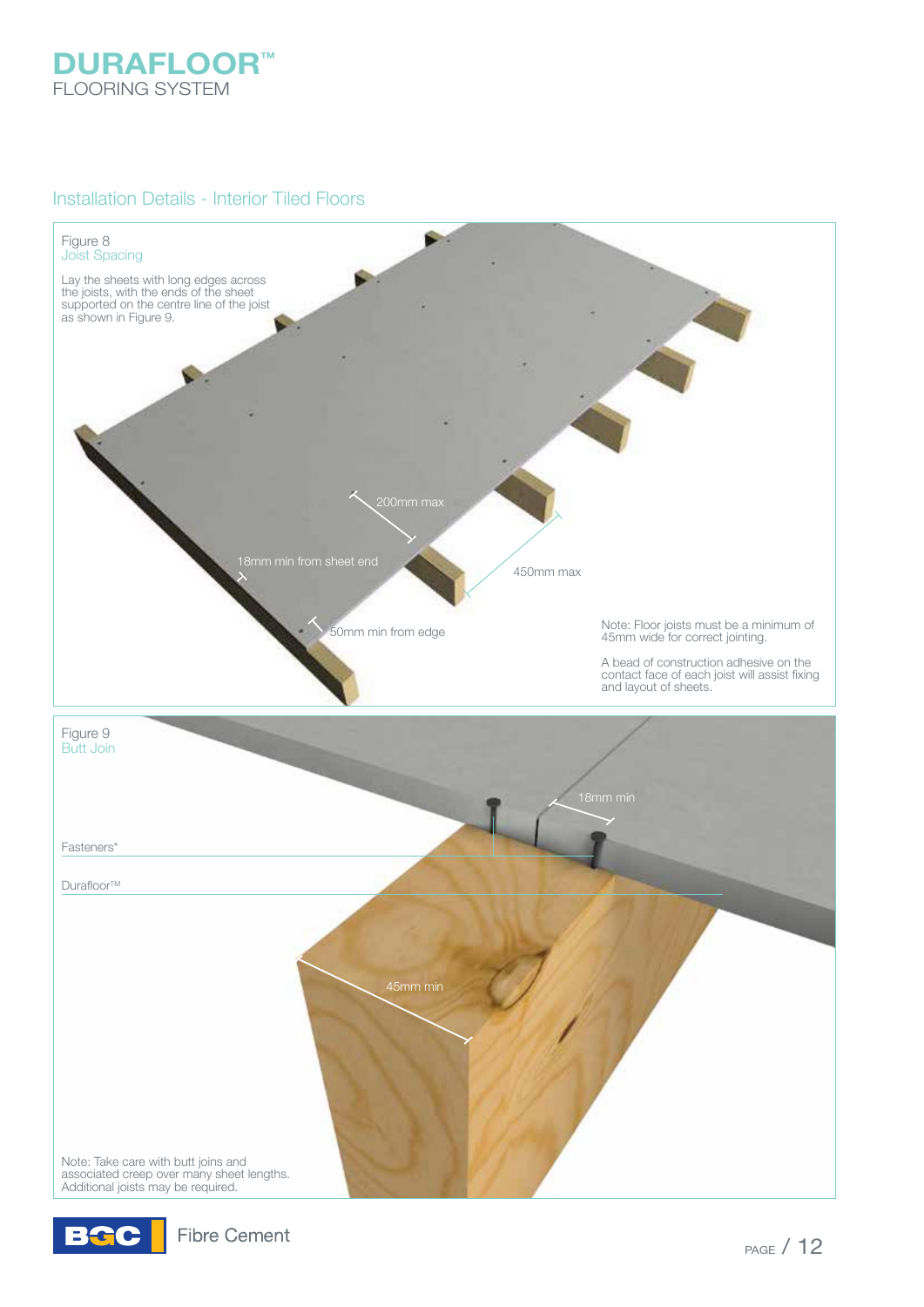## Installation Details - Interior Tiled Floors

Figure 8
Joist Spacing

Lay the sheets with long edges across the joists, with the ends of the sheet supported on the centre line of the joist as shown in Figure 9.

200mm max

18mm min from sheet end

450mm max

50mm min from edge

Note: Floor joists must be a minimum of 45mm wide for correct jointing.

A bead of construction adhesive on the contact face of each joist will assist fixing and layout of sheets.

Figure 9
Butt Join

18mm min

Fasteners*

Durafloor™

45mm min

Note: Take care with butt joins and associated creep over many sheet lengths. Additional joists may be required.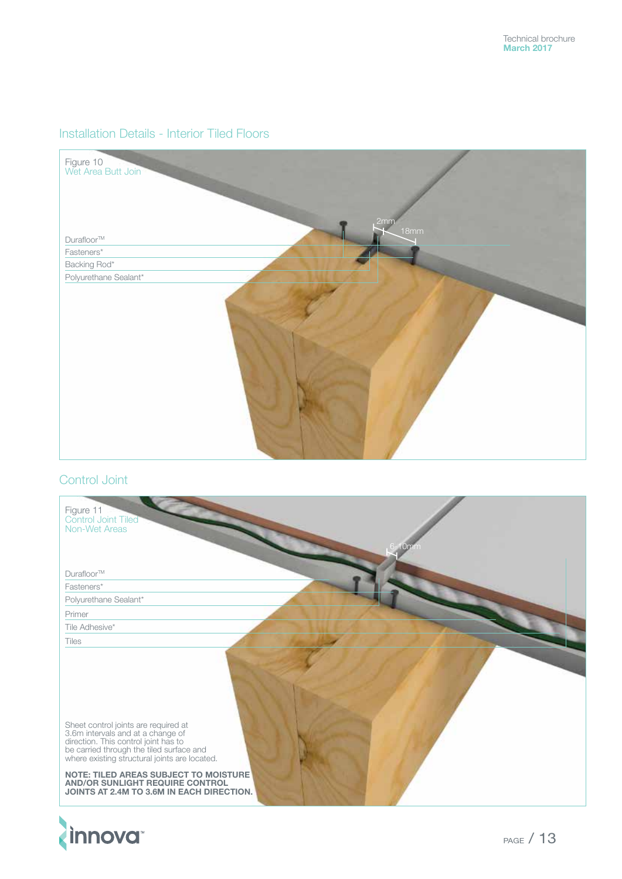## Installation Details - Interior Tiled Floors

Figure 10
Wet Area Butt Join

Durafloor™
Fasteners*
Backing Rod*
Polyurethane Sealant*

2mm
18mm

## Control Joint

Figure 11
Control Joint Tiled
Non-Wet Areas

Durafloor™
Fasteners*
Polyurethane Sealant*
Primer
Tile Adhesive*
Tiles

6-10mm

Sheet control joints are required at 3.6m intervals and at a change of direction. This control joint has to be carried through the tiled surface and where existing structural joints are located.

**NOTE: TILED AREAS SUBJECT TO MOISTURE AND/OR SUNLIGHT REQUIRE CONTROL JOINTS AT 2.4M TO 3.6M IN EACH DIRECTION.**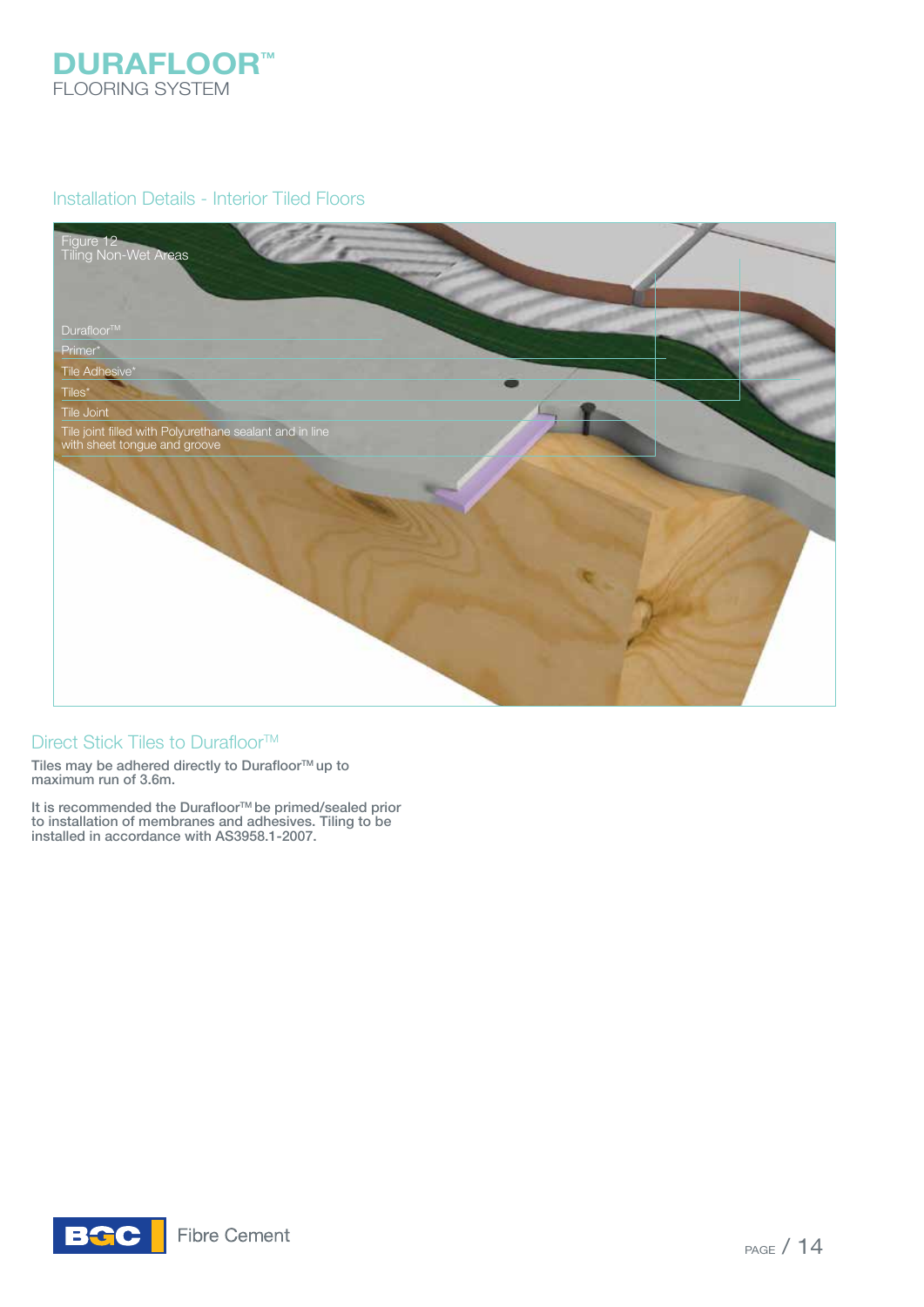## Installation Details - Interior Tiled Floors

Figure 12
Tiling Non-Wet Areas

Durafloor™
Primer*
Tile Adhesive*
Tiles*
Tile Joint
Tile joint filled with Polyurethane sealant and in line with sheet tongue and groove

### Direct Stick Tiles to Durafloor™

**Tiles may be adhered directly to Durafloor™ up to maximum run of 3.6m.**

**It is recommended the Durafloor™ be primed/sealed prior to installation of membranes and adhesives. Tiling to be installed in accordance with AS3958.1-2007.**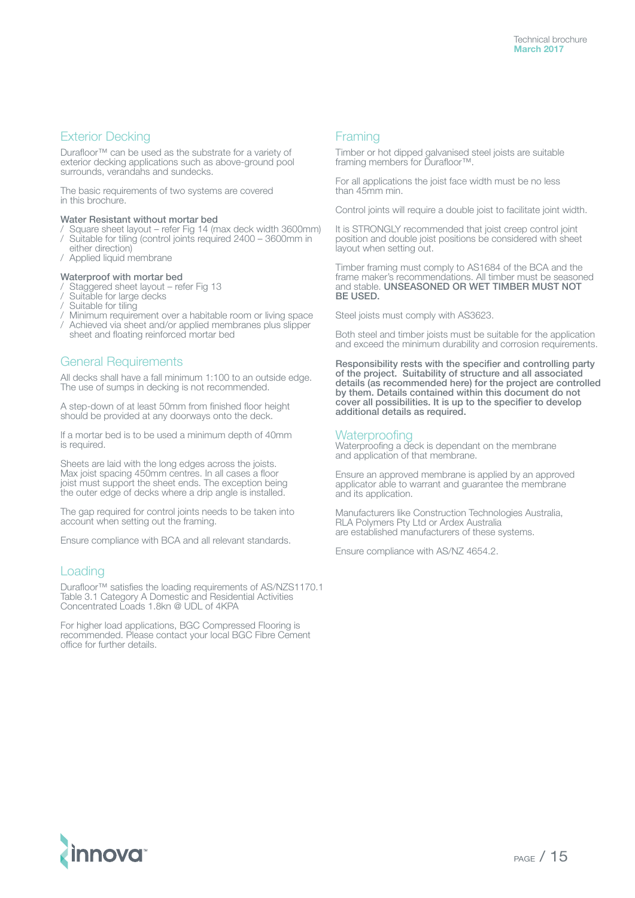## Exterior Decking

Durafloor™ can be used as the substrate for a variety of exterior decking applications such as above-ground pool surrounds, verandahs and sundecks.

The basic requirements of two systems are covered in this brochure.

### Water Resistant without mortar bed

- Square sheet layout – refer Fig 14 (max deck width 3600mm)
- Suitable for tiling (control joints required 2400 – 3600mm in either direction)
- Applied liquid membrane

### Waterproof with mortar bed

- Staggered sheet layout – refer Fig 13
- Suitable for large decks
- Suitable for tiling
- Minimum requirement over a habitable room or living space
- Achieved via sheet and/or applied membranes plus slipper sheet and floating reinforced mortar bed

## General Requirements

All decks shall have a fall minimum 1:100 to an outside edge. The use of sumps in decking is not recommended.

A step-down of at least 50mm from finished floor height should be provided at any doorways onto the deck.

If a mortar bed is to be used a minimum depth of 40mm is required.

Sheets are laid with the long edges across the joists. Max joist spacing 450mm centres. In all cases a floor joist must support the sheet ends. The exception being the outer edge of decks where a drip angle is installed.

The gap required for control joints needs to be taken into account when setting out the framing.

Ensure compliance with BCA and all relevant standards.

## Loading

Durafloor™ satisfies the loading requirements of AS/NZS1170.1 Table 3.1 Category A Domestic and Residential Activities Concentrated Loads 1.8kn @ UDL of 4KPA

For higher load applications, BGC Compressed Flooring is recommended. Please contact your local BGC Fibre Cement office for further details.

## Framing

Timber or hot dipped galvanised steel joists are suitable framing members for Durafloor™.

For all applications the joist face width must be no less than 45mm min.

Control joints will require a double joist to facilitate joint width.

It is STRONGLY recommended that joist creep control joint position and double joist positions be considered with sheet layout when setting out.

Timber framing must comply to AS1684 of the BCA and the frame maker's recommendations. All timber must be seasoned and stable. **UNSEASONED OR WET TIMBER MUST NOT BE USED.**

Steel joists must comply with AS3623.

Both steel and timber joists must be suitable for the application and exceed the minimum durability and corrosion requirements.

**Responsibility rests with the specifier and controlling party of the project. Suitability of structure and all associated details (as recommended here) for the project are controlled by them. Details contained within this document do not cover all possibilities. It is up to the specifier to develop additional details as required.**

## Waterproofing

Waterproofing a deck is dependant on the membrane and application of that membrane.

Ensure an approved membrane is applied by an approved applicator able to warrant and guarantee the membrane and its application.

Manufacturers like Construction Technologies Australia, RLA Polymers Pty Ltd or Ardex Australia are established manufacturers of these systems.

Ensure compliance with AS/NZ 4654.2.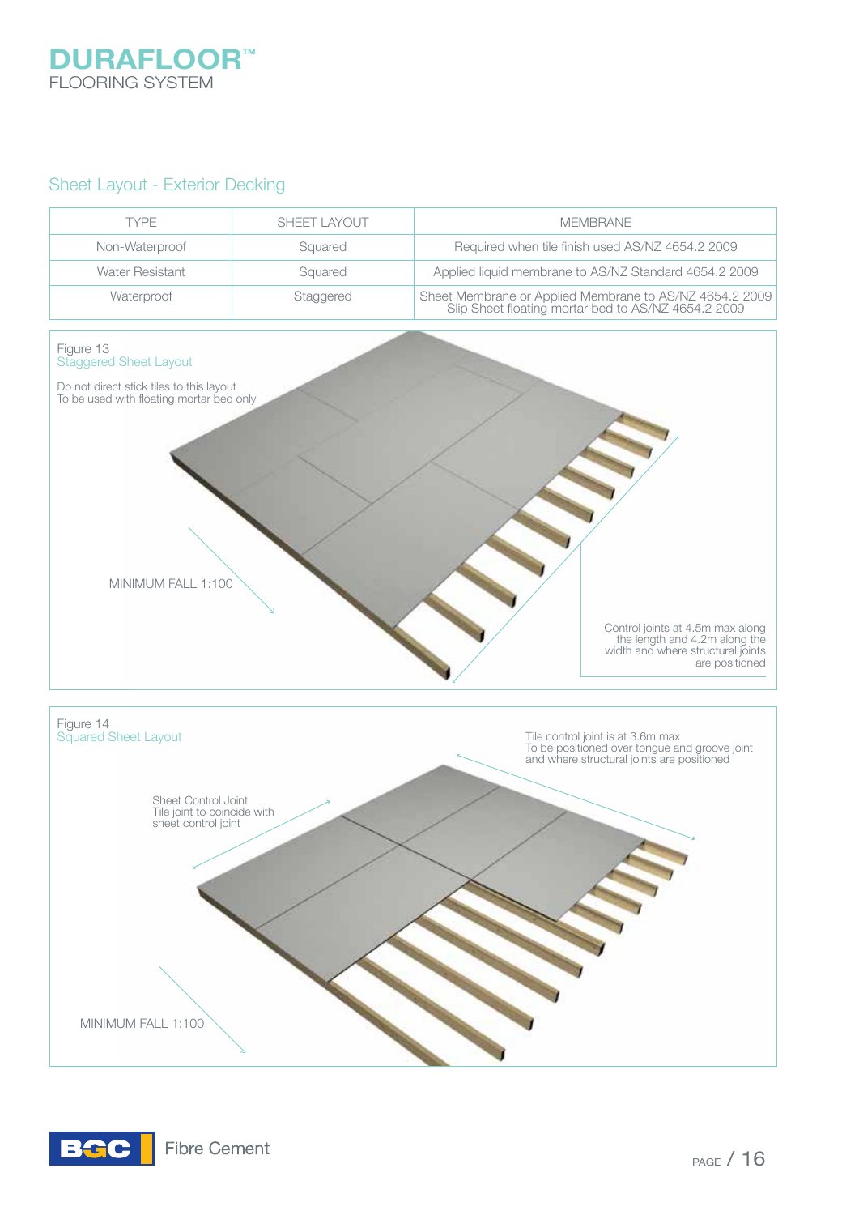# DURAFLOOR™
FLOORING SYSTEM

## Sheet Layout - Exterior Decking

| TYPE | SHEET LAYOUT | MEMBRANE |
|---|---|---|
| Non-Waterproof | Squared | Required when tile finish used AS/NZ 4654.2 2009 |
| Water Resistant | Squared | Applied liquid membrane to AS/NZ Standard 4654.2 2009 |
| Waterproof | Staggered | Sheet Membrane or Applied Membrane to AS/NZ 4654.2 2009<br>Slip Sheet floating mortar bed to AS/NZ 4654.2 2009 |

Figure 13
Staggered Sheet Layout

Do not direct stick tiles to this layout
To be used with floating mortar bed only

MINIMUM FALL 1:100

Control joints at 4.5m max along the length and 4.2m along the width and where structural joints are positioned

Figure 14
Squared Sheet Layout

Sheet Control Joint
Tile joint to coincide with sheet control joint

Tile control joint is at 3.6m max
To be positioned over tongue and groove joint and where structural joints are positioned

MINIMUM FALL 1:100

BGC Fibre Cement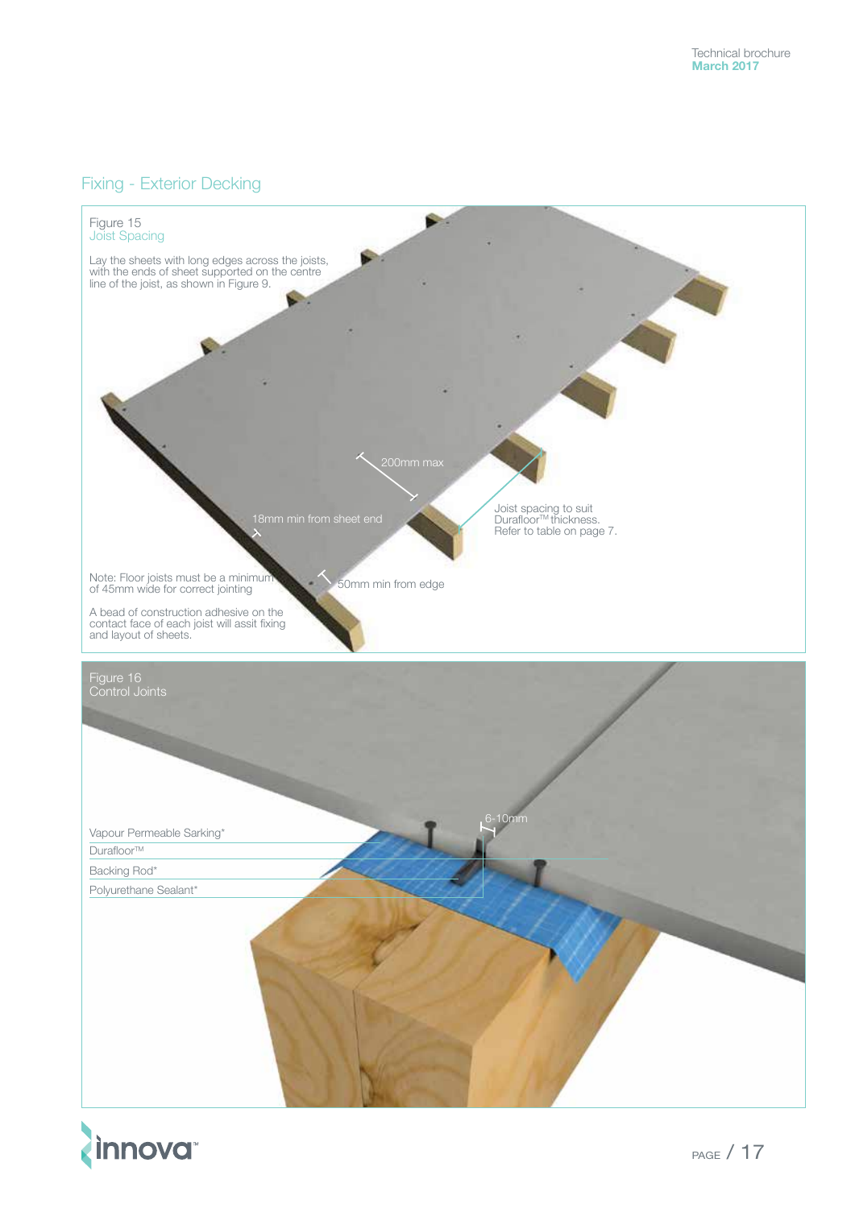## Fixing - Exterior Decking

Figure 15
Joist Spacing

Lay the sheets with long edges across the joists, with the ends of sheet supported on the centre line of the joist, as shown in Figure 9.

200mm max

18mm min from sheet end

Joist spacing to suit Durafloor™ thickness. Refer to table on page 7.

Note: Floor joists must be a minimum of 45mm wide for correct jointing

50mm min from edge

A bead of construction adhesive on the contact face of each joist will assit fixing and layout of sheets.

Figure 16
Control Joints

6-10mm

Vapour Permeable Sarking*

Durafloor™

Backing Rod*

Polyurethane Sealant*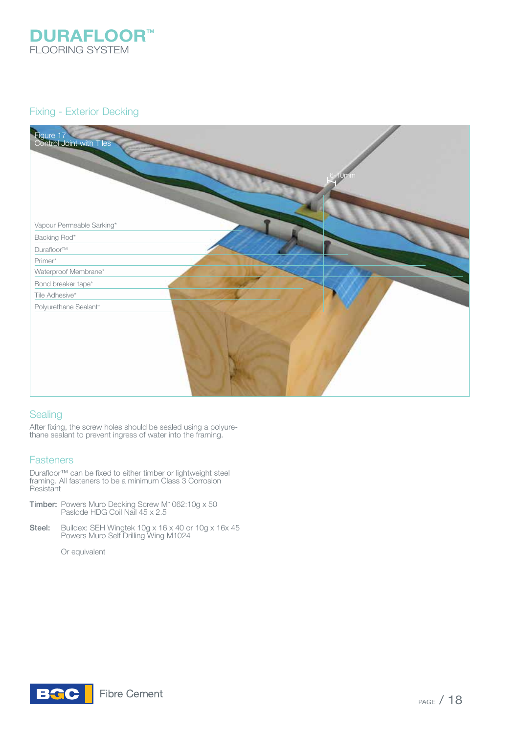# DURAFLOOR™
FLOORING SYSTEM

## Fixing - Exterior Decking

Figure 17
Control Joint with Tiles

6-10mm

- Vapour Permeable Sarking*
- Backing Rod*
- Durafloor™
- Primer*
- Waterproof Membrane*
- Bond breaker tape*
- Tile Adhesive*
- Polyurethane Sealant*

## Sealing

After fixing, the screw holes should be sealed using a polyurethane sealant to prevent ingress of water into the framing.

## Fasteners

Durafloor™ can be fixed to either timber or lightweight steel framing. All fasteners to be a minimum Class 3 Corrosion Resistant

**Timber:** Powers Muro Decking Screw M1062:10g x 50
Paslode HDG Coil Nail 45 x 2.5

**Steel:** Buildex: SEH Wingtek 10g x 16 x 40 or 10g x 16x 45
Powers Muro Self Drilling Wing M1024

Or equivalent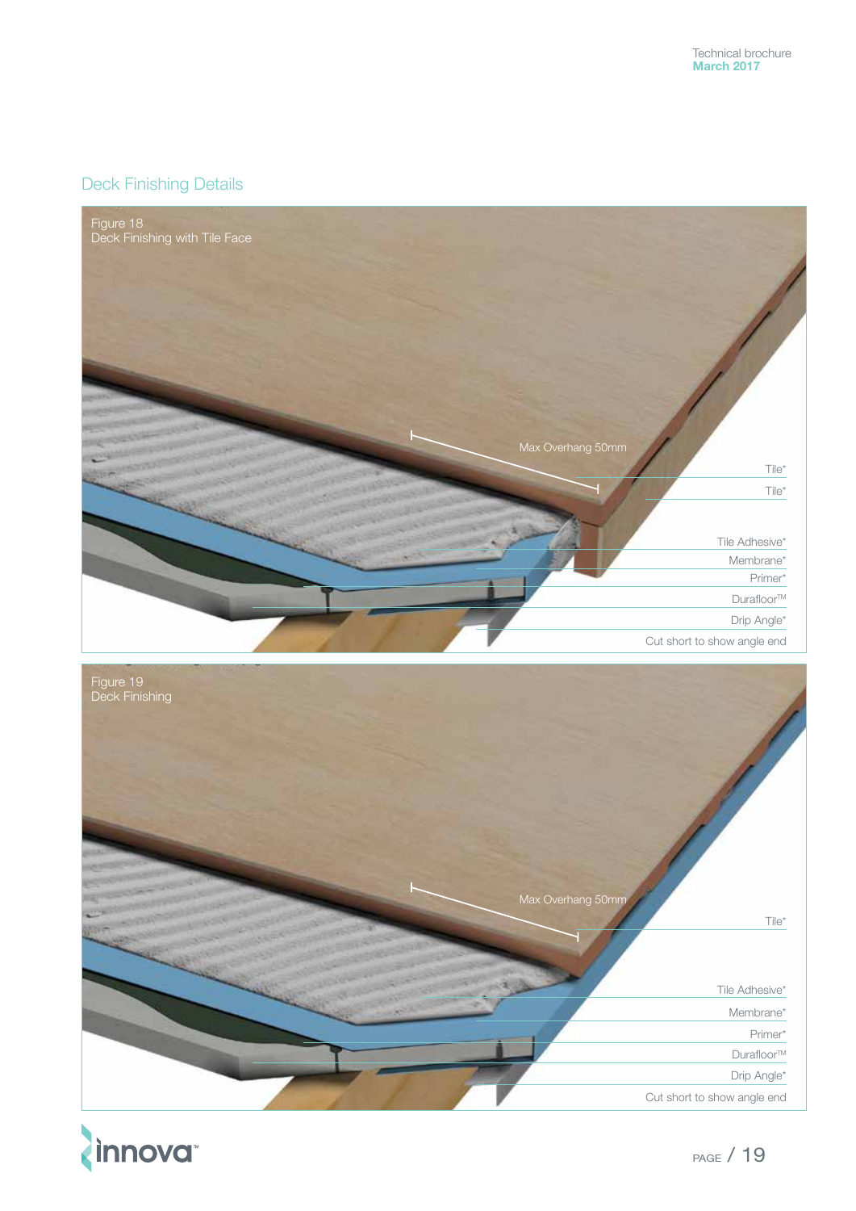## Deck Finishing Details

Figure 18
Deck Finishing with Tile Face

Max Overhang 50mm

Tile*

Tile*

Tile Adhesive*

Membrane*

Primer*

Durafloor™

Drip Angle*

Cut short to show angle end

Figure 19
Deck Finishing

Max Overhang 50mm

Tile*

Tile Adhesive*

Membrane*

Primer*

Durafloor™

Drip Angle*

Cut short to show angle end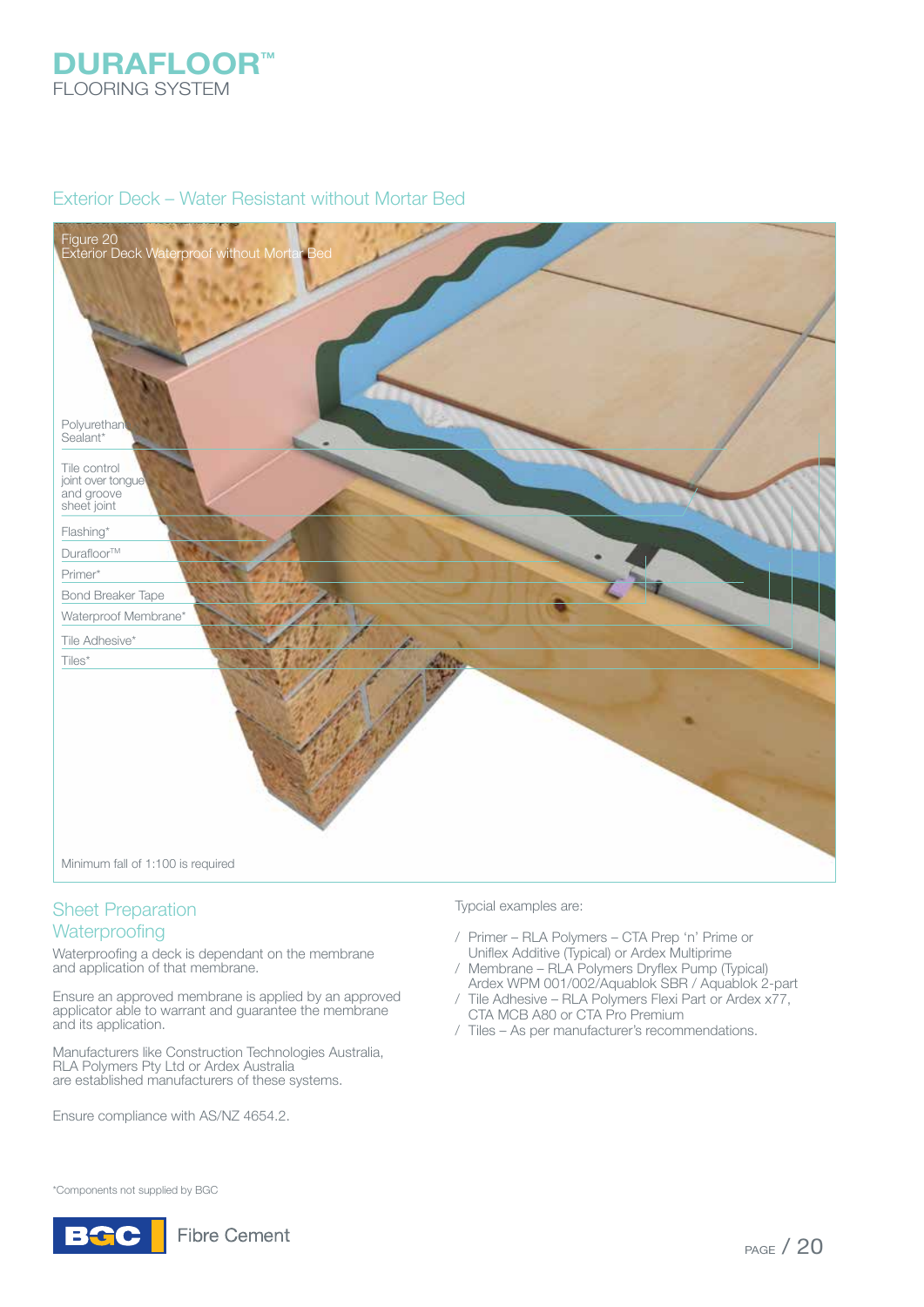## Exterior Deck – Water Resistant without Mortar Bed

Figure 20
Exterior Deck Waterproof without Mortar Bed

Polyurethane Sealant*

Tile control joint over tongue and groove sheet joint

Flashing*

Durafloor™

Primer*

Bond Breaker Tape

Waterproof Membrane*

Tile Adhesive*

Tiles*

Minimum fall of 1:100 is required

## Sheet Preparation

### Waterproofing

Waterproofing a deck is dependant on the membrane and application of that membrane.

Ensure an approved membrane is applied by an approved applicator able to warrant and guarantee the membrane and its application.

Manufacturers like Construction Technologies Australia, RLA Polymers Pty Ltd or Ardex Australia are established manufacturers of these systems.

Ensure compliance with AS/NZ 4654.2.

Typcial examples are:

- Primer – RLA Polymers – CTA Prep 'n' Prime or Uniflex Additive (Typical) or Ardex Multiprime
- Membrane – RLA Polymers Dryflex Pump (Typical) Ardex WPM 001/002/Aquablok SBR / Aquablok 2-part
- Tile Adhesive – RLA Polymers Flexi Part or Ardex x77, CTA MCB A80 or CTA Pro Premium
- Tiles – As per manufacturer's recommendations.

*Components not supplied by BGC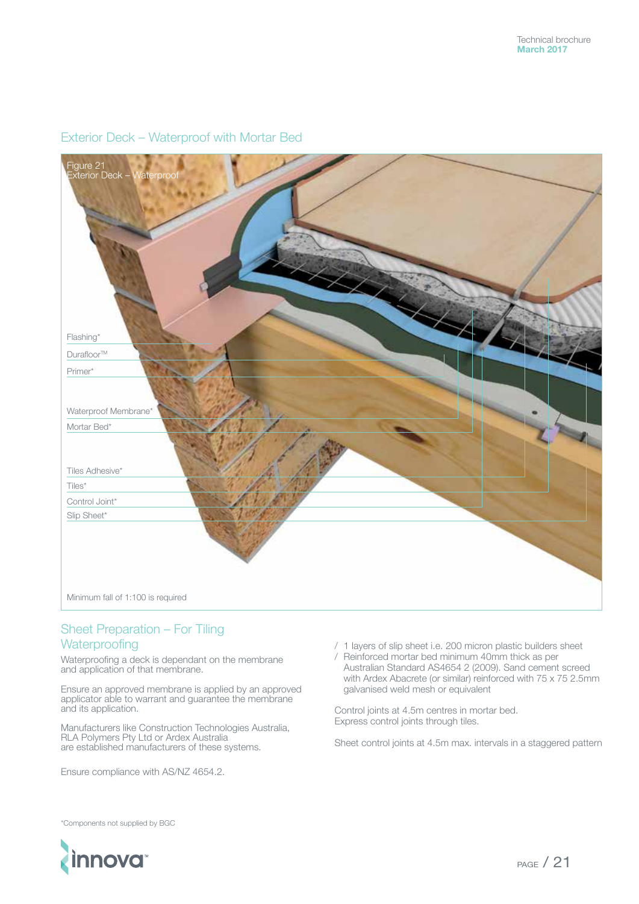## Exterior Deck – Waterproof with Mortar Bed

Figure 21
Exterior Deck – Waterproof

Flashing*

Durafloor™

Primer*

Waterproof Membrane*

Mortar Bed*

Tiles Adhesive*

Tiles*

Control Joint*

Slip Sheet*

Minimum fall of 1:100 is required

## Sheet Preparation – For Tiling

### Waterproofing

Waterproofing a deck is dependant on the membrane and application of that membrane.

Ensure an approved membrane is applied by an approved applicator able to warrant and guarantee the membrane and its application.

Manufacturers like Construction Technologies Australia, RLA Polymers Pty Ltd or Ardex Australia are established manufacturers of these systems.

Ensure compliance with AS/NZ 4654.2.

- 1 layers of slip sheet i.e. 200 micron plastic builders sheet
- Reinforced mortar bed minimum 40mm thick as per Australian Standard AS4654 2 (2009). Sand cement screed with Ardex Abacrete (or similar) reinforced with 75 x 75 2.5mm galvanised weld mesh or equivalent

Control joints at 4.5m centres in mortar bed. Express control joints through tiles.

Sheet control joints at 4.5m max. intervals in a staggered pattern

*Components not supplied by BGC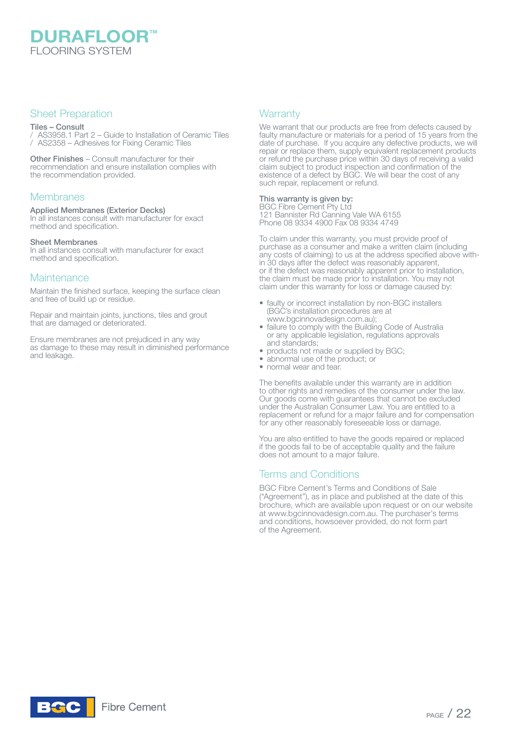## Sheet Preparation

**Tiles – Consult**
/ AS3958.1 Part 2 – Guide to Installation of Ceramic Tiles
/ AS2358 – Adhesives for Fixing Ceramic Tiles

**Other Finishes** – Consult manufacturer for their recommendation and ensure installation complies with the recommendation provided.

## Membranes

**Applied Membranes (Exterior Decks)**
In all instances consult with manufacturer for exact method and specification.

**Sheet Membranes**
In all instances consult with manufacturer for exact method and specification.

## Maintenance

Maintain the finished surface, keeping the surface clean and free of build up or residue.

Repair and maintain joints, junctions, tiles and grout that are damaged or deteriorated.

Ensure membranes are not prejudiced in any way as damage to these may result in diminished performance and leakage.

## Warranty

We warrant that our products are free from defects caused by faulty manufacture or materials for a period of 15 years from the date of purchase. If you acquire any defective products, we will repair or replace them, supply equivalent replacement products or refund the purchase price within 30 days of receiving a valid claim subject to product inspection and confirmation of the existence of a defect by BGC. We will bear the cost of any such repair, replacement or refund.

**This warranty is given by:**
BGC Fibre Cement Pty Ltd
121 Bannister Rd Canning Vale WA 6155
Phone 08 9334 4900 Fax 08 9334 4749

To claim under this warranty, you must provide proof of purchase as a consumer and make a written claim (including any costs of claiming) to us at the address specified above within 30 days after the defect was reasonably apparent, or if the defect was reasonably apparent prior to installation, the claim must be made prior to installation. You may not claim under this warranty for loss or damage caused by:

- faulty or incorrect installation by non-BGC installers (BGC's installation procedures are at www.bgcinnovadesign.com.au);
- failure to comply with the Building Code of Australia or any applicable legislation, regulations approvals and standards;
- products not made or supplied by BGC;
- abnormal use of the product; or
- normal wear and tear.

The benefits available under this warranty are in addition to other rights and remedies of the consumer under the law. Our goods come with guarantees that cannot be excluded under the Australian Consumer Law. You are entitled to a replacement or refund for a major failure and for compensation for any other reasonably foreseeable loss or damage.

You are also entitled to have the goods repaired or replaced if the goods fail to be of acceptable quality and the failure does not amount to a major failure.

## Terms and Conditions

BGC Fibre Cement's Terms and Conditions of Sale ("Agreement"), as in place and published at the date of this brochure, which are available upon request or on our website at www.bgcinnovadesign.com.au. The purchaser's terms and conditions, howsoever provided, do not form part of the Agreement.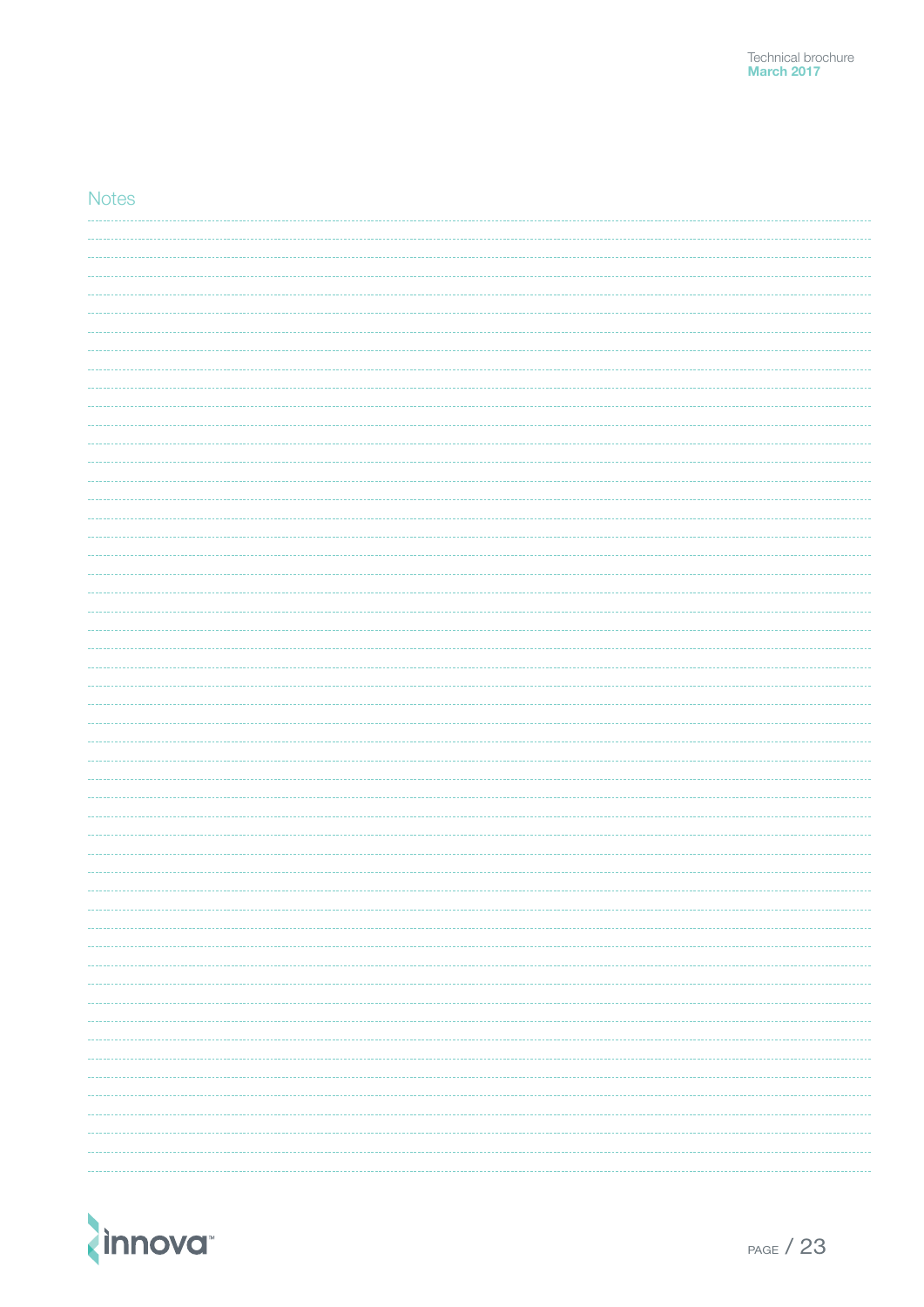## Notes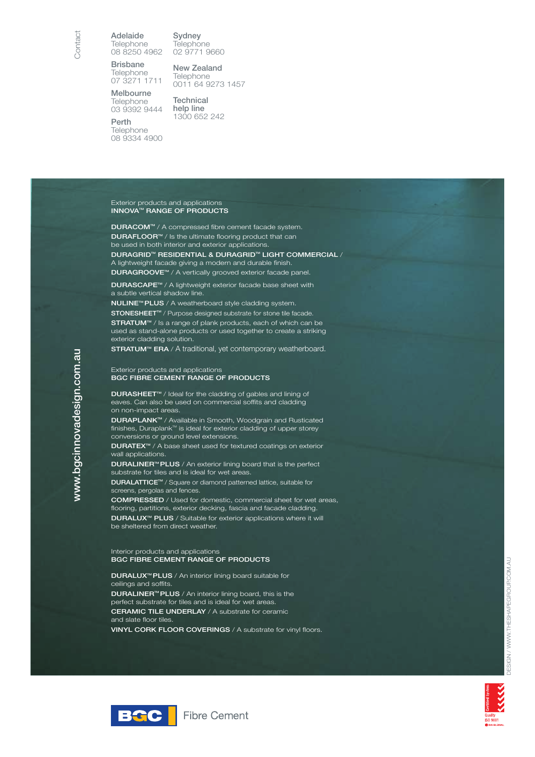Contact

**Adelaide**
Telephone
08 8250 4962

**Brisbane**
Telephone
07 3271 1711

**Melbourne**
Telephone
03 9392 9444

**Perth**
Telephone
08 9334 4900

**Sydney**
Telephone
02 9771 9660

**New Zealand**
Telephone
0011 64 9273 1457

**Technical help line**
1300 652 242

www.bgcinnovadesign.com.au

Exterior products and applications
## INNOVA™ RANGE OF PRODUCTS

**DURACOM™** / A compressed fibre cement facade system.
**DURAFLOOR™** / Is the ultimate flooring product that can be used in both interior and exterior applications.
**DURAGRID™ RESIDENTIAL & DURAGRID™ LIGHT COMMERCIAL** / A lightweight facade giving a modern and durable finish.
**DURAGROOVE™** / A vertically grooved exterior facade panel.
**DURASCAPE™** / A lightweight exterior facade base sheet with a subtle vertical shadow line.
**NULINE™ PLUS** / A weatherboard style cladding system.
**STONESHEET™** / Purpose designed substrate for stone tile facade.
**STRATUM™** / Is a range of plank products, each of which can be used as stand-alone products or used together to create a striking exterior cladding solution.
**STRATUM™ ERA** / A traditional, yet contemporary weatherboard.

Exterior products and applications
## BGC FIBRE CEMENT RANGE OF PRODUCTS

**DURASHEET™** / Ideal for the cladding of gables and lining of eaves. Can also be used on commercial soffits and cladding on non-impact areas.
**DURAPLANK™** / Available in Smooth, Woodgrain and Rusticated finishes, Duraplank™ is ideal for exterior cladding of upper storey conversions or ground level extensions.
**DURATEX™** / A base sheet used for textured coatings on exterior wall applications.
**DURALINER™ PLUS** / An exterior lining board that is the perfect substrate for tiles and is ideal for wet areas.
**DURALATTICE™** / Square or diamond patterned lattice, suitable for screens, pergolas and fences.
**COMPRESSED** / Used for domestic, commercial sheet for wet areas, flooring, partitions, exterior decking, fascia and facade cladding.
**DURALUX™ PLUS** / Suitable for exterior applications where it will be sheltered from direct weather.

Interior products and applications
## BGC FIBRE CEMENT RANGE OF PRODUCTS

**DURALUX™ PLUS** / An interior lining board suitable for ceilings and soffits.
**DURALINER™ PLUS** / An interior lining board, this is the perfect substrate for tiles and is ideal for wet areas.
**CERAMIC TILE UNDERLAY** / A substrate for ceramic and slate floor tiles.
**VINYL CORK FLOOR COVERINGS** / A substrate for vinyl floors.

DESIGN / WWW.THESHAPEGROUP.COM.AU

BGC Fibre Cement

Certified System Quality ISO 9001